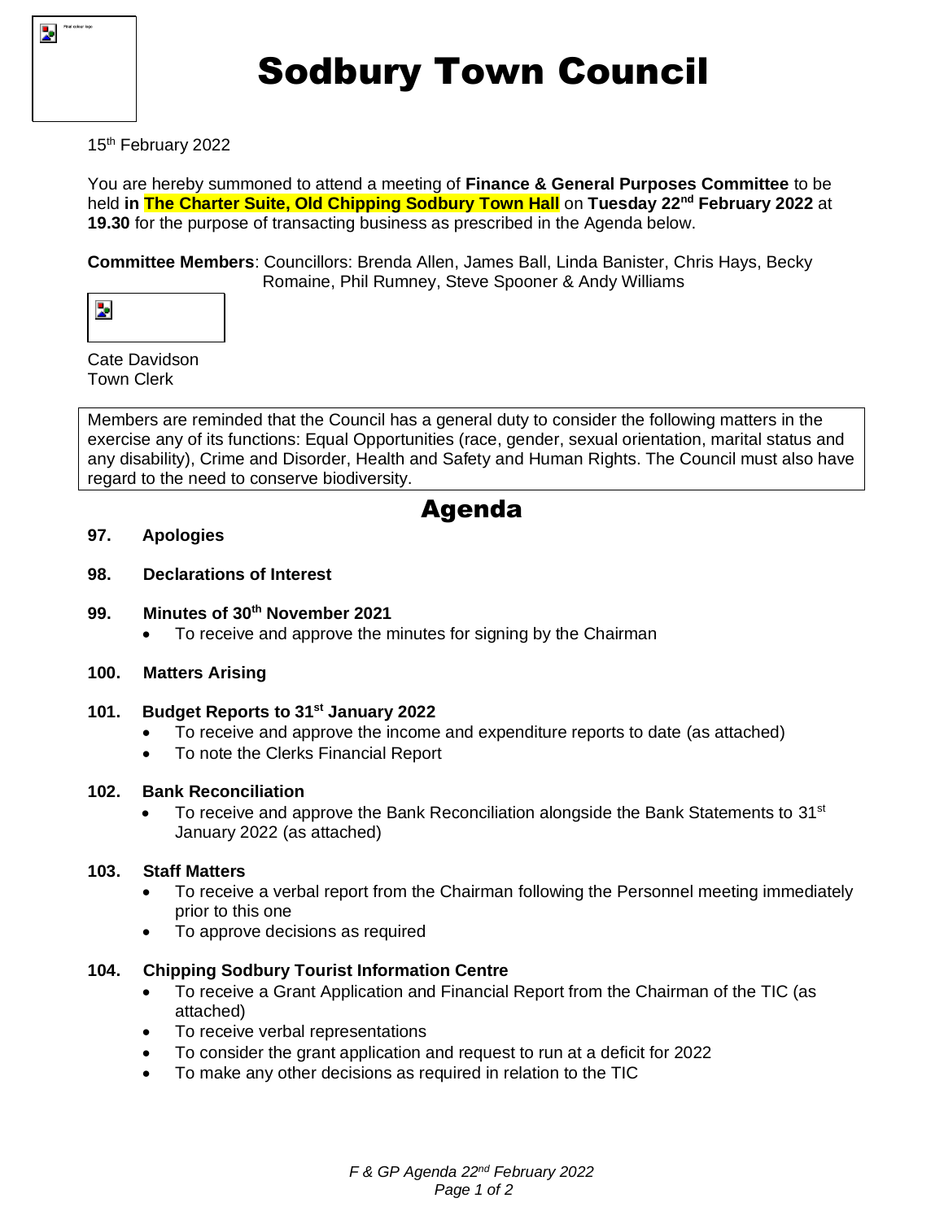# Sodbury Town Council

15th February 2022

You are hereby summoned to attend a meeting of **Finance & General Purposes Committee** to be held **in The Charter Suite, Old Chipping Sodbury Town Hall** on **Tuesday 22nd February 2022** at **19.30** for the purpose of transacting business as prescribed in the Agenda below.

**Committee Members**: Councillors: Brenda Allen, James Ball, Linda Banister, Chris Hays, Becky Romaine, Phil Rumney, Steve Spooner & Andy Williams

Cate Davidson
Town Clerk

Members are reminded that the Council has a general duty to consider the following matters in the exercise any of its functions: Equal Opportunities (race, gender, sexual orientation, marital status and any disability), Crime and Disorder, Health and Safety and Human Rights. The Council must also have regard to the need to conserve biodiversity.

## Agenda

**97. Apologies**

**98. Declarations of Interest**

**99. Minutes of 30th November 2021**

- To receive and approve the minutes for signing by the Chairman

**100. Matters Arising**

**101. Budget Reports to 31st January 2022**

- To receive and approve the income and expenditure reports to date (as attached)
- To note the Clerks Financial Report

**102. Bank Reconciliation**

- To receive and approve the Bank Reconciliation alongside the Bank Statements to 31st January 2022 (as attached)

**103. Staff Matters**

- To receive a verbal report from the Chairman following the Personnel meeting immediately prior to this one
- To approve decisions as required

**104. Chipping Sodbury Tourist Information Centre**

- To receive a Grant Application and Financial Report from the Chairman of the TIC (as attached)
- To receive verbal representations
- To consider the grant application and request to run at a deficit for 2022
- To make any other decisions as required in relation to the TIC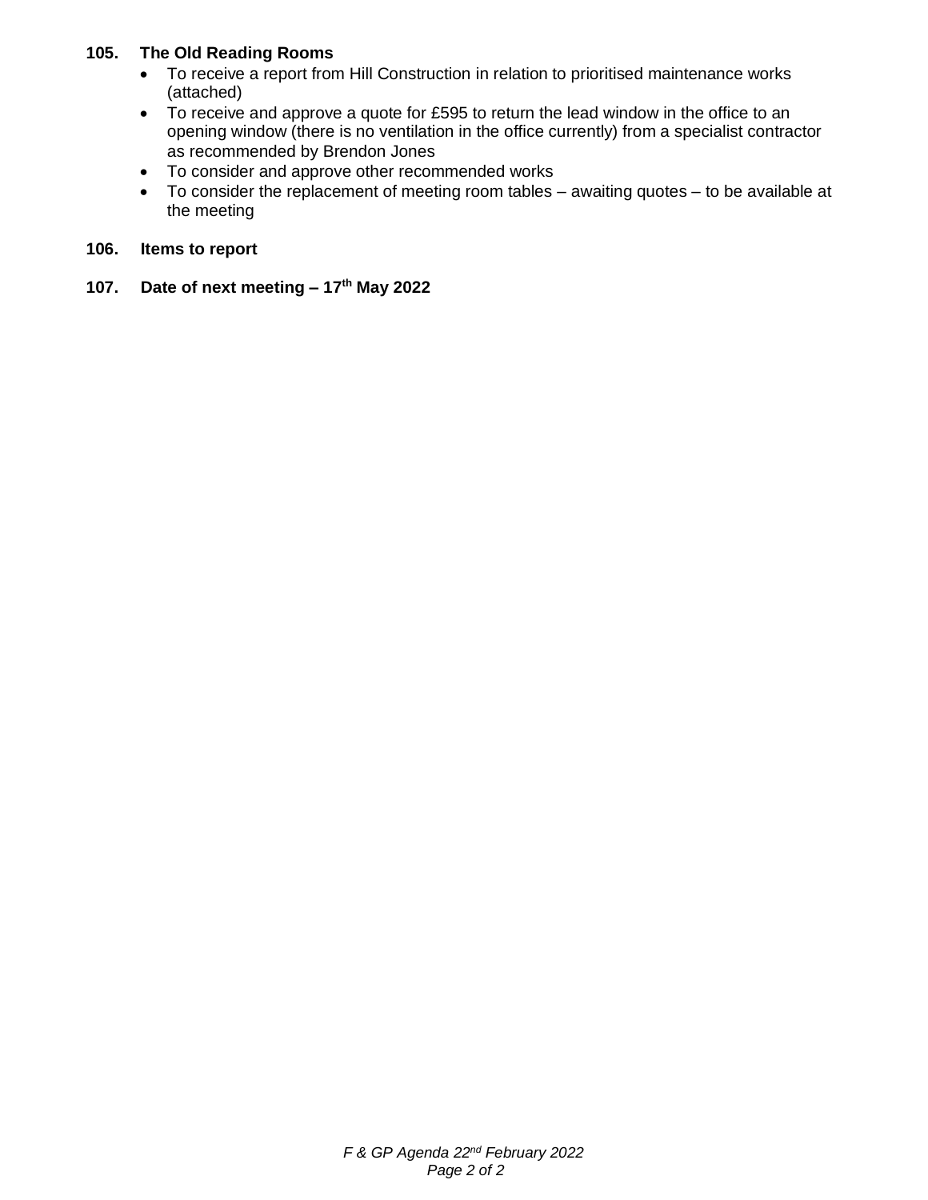**105. The Old Reading Rooms**

- To receive a report from Hill Construction in relation to prioritised maintenance works (attached)
- To receive and approve a quote for £595 to return the lead window in the office to an opening window (there is no ventilation in the office currently) from a specialist contractor as recommended by Brendon Jones
- To consider and approve other recommended works
- To consider the replacement of meeting room tables – awaiting quotes – to be available at the meeting

**106. Items to report**

**107. Date of next meeting – 17th May 2022**